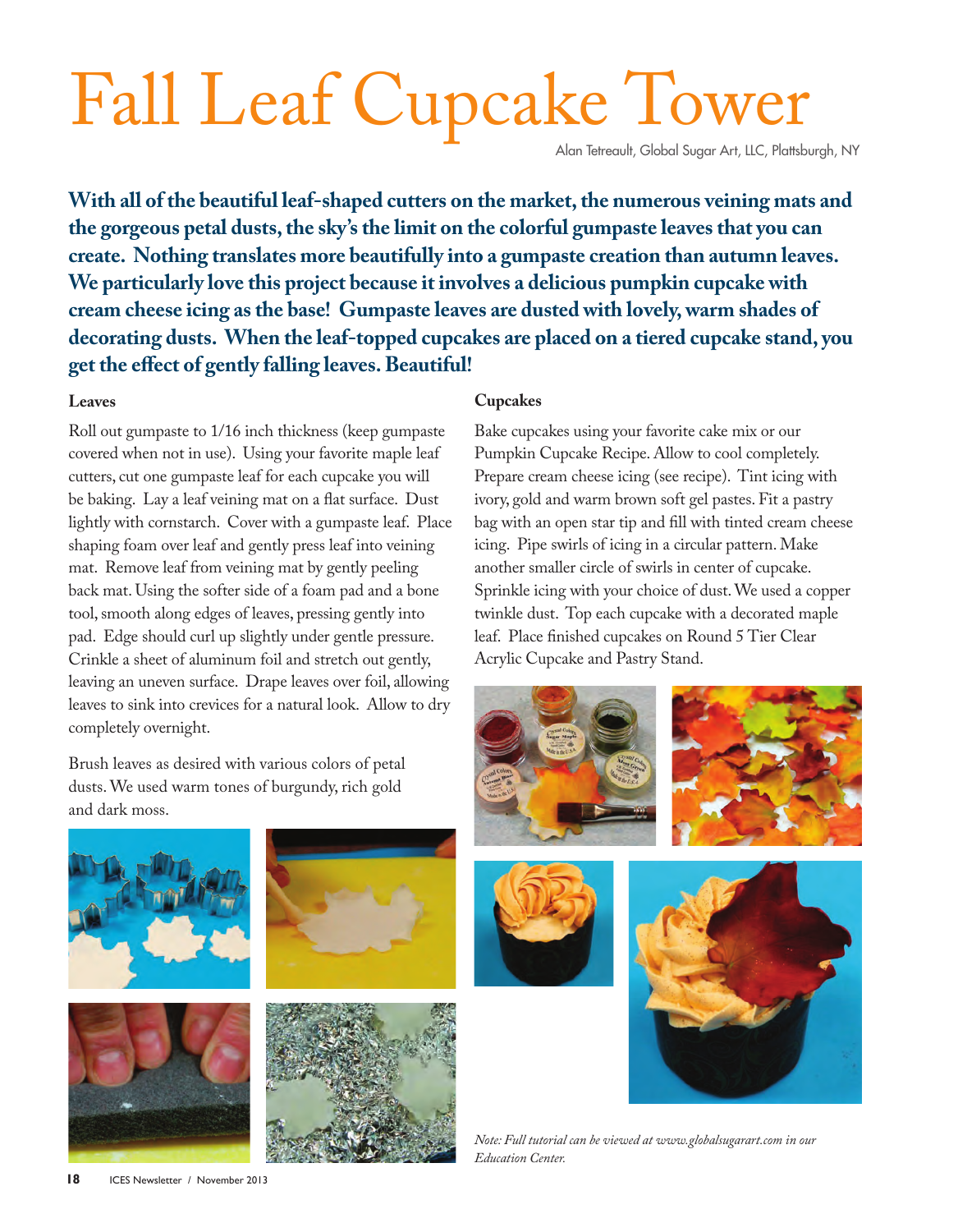# Fall Leaf Cupcake Tower

Alan Tetreault, Global Sugar Art, LLC, Plattsburgh, NY

**With all of the beautiful leaf-shaped cutters on the market, the numerous veining mats and the gorgeous petal dusts, the sky's the limit on the colorful gumpaste leaves that you can create. Nothing translates more beautifully into a gumpaste creation than autumn leaves. We particularly love this project because it involves a delicious pumpkin cupcake with cream cheese icing as the base! Gumpaste leaves are dusted with lovely, warm shades of decorating dusts. When the leaf-topped cupcakes are placed on a tiered cupcake stand, you get the effect of gently falling leaves. Beautiful!**

### Leaves

Roll out gumpaste to 1/16 inch thickness (keep gumpaste covered when not in use). Using your favorite maple leaf cutters, cut one gumpaste leaf for each cupcake you will be baking. Lay a leaf veining mat on a flat surface. Dust lightly with cornstarch. Cover with a gumpaste leaf. Place shaping foam over leaf and gently press leaf into veining mat. Remove leaf from veining mat by gently peeling back mat. Using the softer side of a foam pad and a bone tool, smooth along edges of leaves, pressing gently into pad. Edge should curl up slightly under gentle pressure. Crinkle a sheet of aluminum foil and stretch out gently, leaving an uneven surface. Drape leaves over foil, allowing leaves to sink into crevices for a natural look. Allow to dry completely overnight.

Brush leaves as desired with various colors of petal dusts. We used warm tones of burgundy, rich gold and dark moss.

### Cupcakes

Bake cupcakes using your favorite cake mix or our Pumpkin Cupcake Recipe. Allow to cool completely. Prepare cream cheese icing (see recipe). Tint icing with ivory, gold and warm brown soft gel pastes. Fit a pastry bag with an open star tip and fill with tinted cream cheese icing. Pipe swirls of icing in a circular pattern. Make another smaller circle of swirls in center of cupcake. Sprinkle icing with your choice of dust. We used a copper twinkle dust. Top each cupcake with a decorated maple leaf. Place finished cupcakes on Round 5 Tier Clear Acrylic Cupcake and Pastry Stand.

*Note: Full tutorial can be viewed at www.globalsugarart.com in our Education Center.*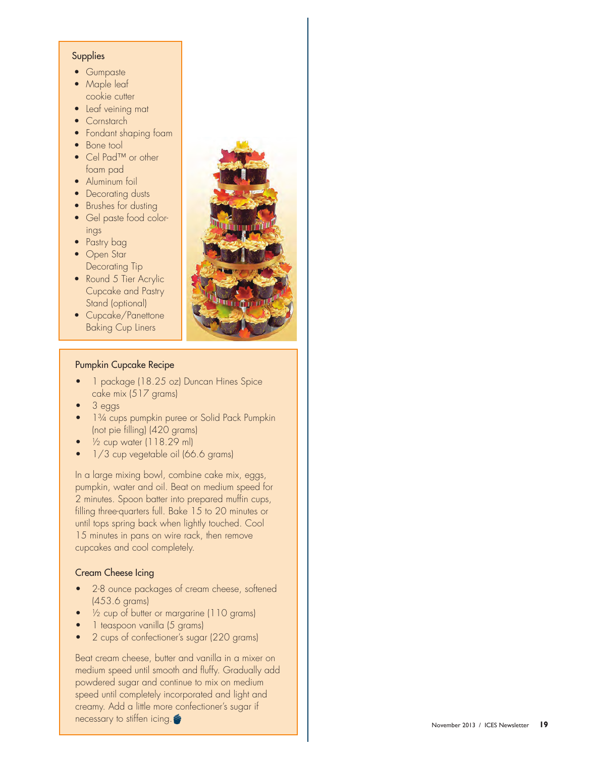### Supplies

- Gumpaste
- Maple leaf cookie cutter
- Leaf veining mat
- Cornstarch
- Fondant shaping foam
- Bone tool
- Cel Pad™ or other foam pad
- Aluminum foil
- Decorating dusts
- Brushes for dusting
- Gel paste food colorings
- Pastry bag
- Open Star Decorating Tip
- Round 5 Tier Acrylic Cupcake and Pastry Stand (optional)
- Cupcake/Panettone Baking Cup Liners

### Pumpkin Cupcake Recipe

- 1 package (18.25 oz) Duncan Hines Spice cake mix (517 grams)
- 3 eggs
- 1¾ cups pumpkin puree or Solid Pack Pumpkin (not pie filling) (420 grams)
- ½ cup water (118.29 ml)
- 1/3 cup vegetable oil (66.6 grams)

In a large mixing bowl, combine cake mix, eggs, pumpkin, water and oil. Beat on medium speed for 2 minutes. Spoon batter into prepared muffin cups, filling three-quarters full. Bake 15 to 20 minutes or until tops spring back when lightly touched. Cool 15 minutes in pans on wire rack, then remove cupcakes and cool completely.

### Cream Cheese Icing

- 2-8 ounce packages of cream cheese, softened (453.6 grams)
- ½ cup of butter or margarine (110 grams)
- 1 teaspoon vanilla (5 grams)
- 2 cups of confectioner's sugar (220 grams)

Beat cream cheese, butter and vanilla in a mixer on medium speed until smooth and fluffy. Gradually add powdered sugar and continue to mix on medium speed until completely incorporated and light and creamy. Add a little more confectioner's sugar if necessary to stiffen icing.